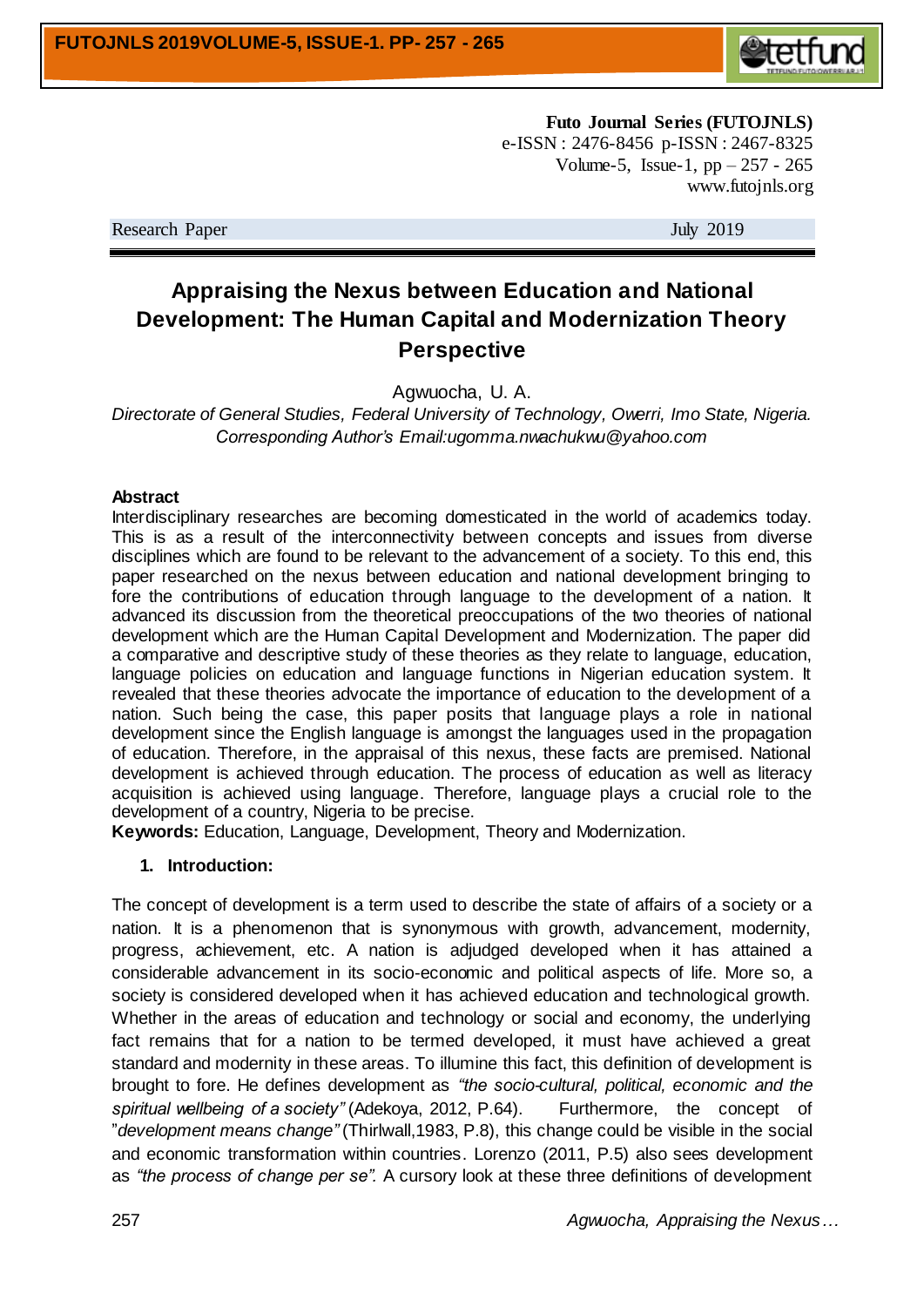**Futo Journal Series (FUTOJNLS)**
e-ISSN : 2476-8456 p-ISSN : 2467-8325
Volume-5, Issue-1, pp – 257 - 265
www.futojnls.org

Research Paper July 2019

# Appraising the Nexus between Education and National Development: The Human Capital and Modernization Theory Perspective

Agwuocha, U. A.

*Directorate of General Studies, Federal University of Technology, Owerri, Imo State, Nigeria.*
*Corresponding Author's Email:ugomma.nwachukwu@yahoo.com*

**Abstract**

Interdisciplinary researches are becoming domesticated in the world of academics today. This is as a result of the interconnectivity between concepts and issues from diverse disciplines which are found to be relevant to the advancement of a society. To this end, this paper researched on the nexus between education and national development bringing to fore the contributions of education through language to the development of a nation. It advanced its discussion from the theoretical preoccupations of the two theories of national development which are the Human Capital Development and Modernization. The paper did a comparative and descriptive study of these theories as they relate to language, education, language policies on education and language functions in Nigerian education system. It revealed that these theories advocate the importance of education to the development of a nation. Such being the case, this paper posits that language plays a role in national development since the English language is amongst the languages used in the propagation of education. Therefore, in the appraisal of this nexus, these facts are premised. National development is achieved through education. The process of education as well as literacy acquisition is achieved using language. Therefore, language plays a crucial role to the development of a country, Nigeria to be precise.

**Keywords:** Education, Language, Development, Theory and Modernization.

## 1. Introduction:

The concept of development is a term used to describe the state of affairs of a society or a nation. It is a phenomenon that is synonymous with growth, advancement, modernity, progress, achievement, etc. A nation is adjudged developed when it has attained a considerable advancement in its socio-economic and political aspects of life. More so, a society is considered developed when it has achieved education and technological growth. Whether in the areas of education and technology or social and economy, the underlying fact remains that for a nation to be termed developed, it must have achieved a great standard and modernity in these areas. To illumine this fact, this definition of development is brought to fore. He defines development as *"the socio-cultural, political, economic and the spiritual wellbeing of a society"* (Adekoya, 2012, P.64). Furthermore, the concept of "*development means change"* (Thirlwall,1983, P.8), this change could be visible in the social and economic transformation within countries. Lorenzo (2011, P.5) also sees development as *"the process of change per se".* A cursory look at these three definitions of development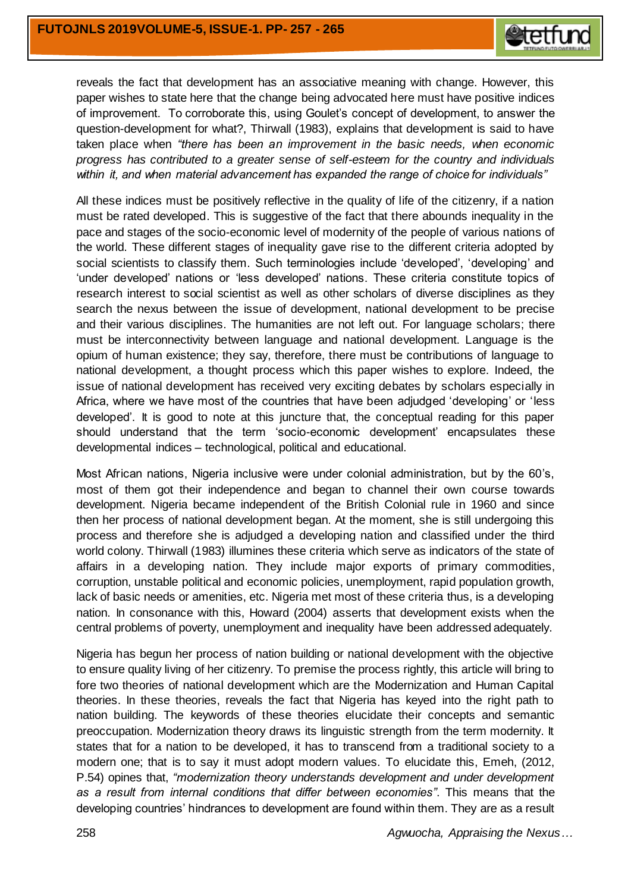reveals the fact that development has an associative meaning with change. However, this paper wishes to state here that the change being advocated here must have positive indices of improvement. To corroborate this, using Goulet's concept of development, to answer the question-development for what?, Thirwall (1983), explains that development is said to have taken place when *"there has been an improvement in the basic needs, when economic progress has contributed to a greater sense of self-esteem for the country and individuals within it, and when material advancement has expanded the range of choice for individuals"*

All these indices must be positively reflective in the quality of life of the citizenry, if a nation must be rated developed. This is suggestive of the fact that there abounds inequality in the pace and stages of the socio-economic level of modernity of the people of various nations of the world. These different stages of inequality gave rise to the different criteria adopted by social scientists to classify them. Such terminologies include 'developed', 'developing' and 'under developed' nations or 'less developed' nations. These criteria constitute topics of research interest to social scientist as well as other scholars of diverse disciplines as they search the nexus between the issue of development, national development to be precise and their various disciplines. The humanities are not left out. For language scholars; there must be interconnectivity between language and national development. Language is the opium of human existence; they say, therefore, there must be contributions of language to national development, a thought process which this paper wishes to explore. Indeed, the issue of national development has received very exciting debates by scholars especially in Africa, where we have most of the countries that have been adjudged 'developing' or 'less developed'. It is good to note at this juncture that, the conceptual reading for this paper should understand that the term 'socio-economic development' encapsulates these developmental indices – technological, political and educational.

Most African nations, Nigeria inclusive were under colonial administration, but by the 60's, most of them got their independence and began to channel their own course towards development. Nigeria became independent of the British Colonial rule in 1960 and since then her process of national development began. At the moment, she is still undergoing this process and therefore she is adjudged a developing nation and classified under the third world colony. Thirwall (1983) illumines these criteria which serve as indicators of the state of affairs in a developing nation. They include major exports of primary commodities, corruption, unstable political and economic policies, unemployment, rapid population growth, lack of basic needs or amenities, etc. Nigeria met most of these criteria thus, is a developing nation. In consonance with this, Howard (2004) asserts that development exists when the central problems of poverty, unemployment and inequality have been addressed adequately.

Nigeria has begun her process of nation building or national development with the objective to ensure quality living of her citizenry. To premise the process rightly, this article will bring to fore two theories of national development which are the Modernization and Human Capital theories. In these theories, reveals the fact that Nigeria has keyed into the right path to nation building. The keywords of these theories elucidate their concepts and semantic preoccupation. Modernization theory draws its linguistic strength from the term modernity. It states that for a nation to be developed, it has to transcend from a traditional society to a modern one; that is to say it must adopt modern values. To elucidate this, Emeh, (2012, P.54) opines that, *"modernization theory understands development and under development as a result from internal conditions that differ between economies"*. This means that the developing countries' hindrances to development are found within them. They are as a result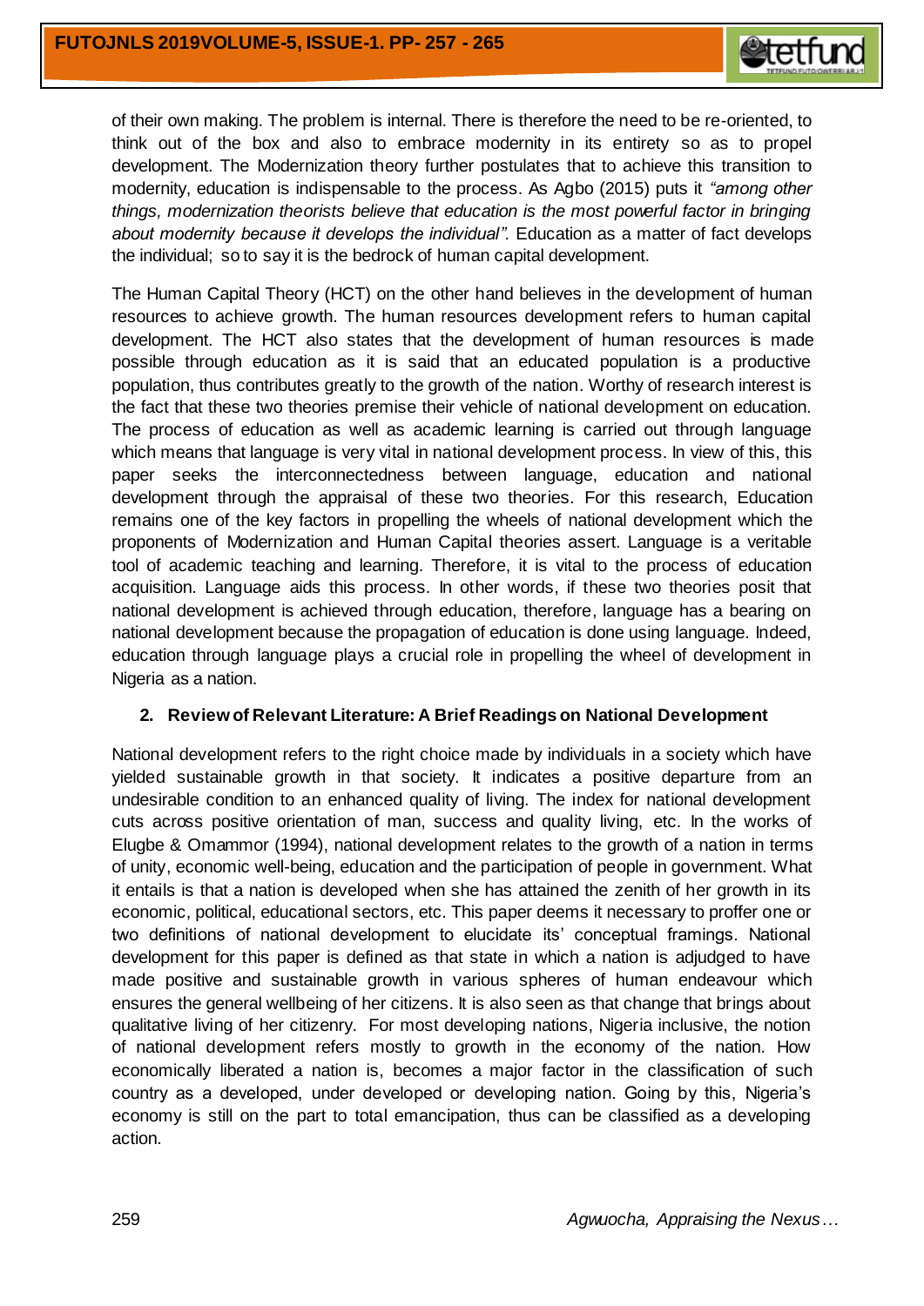of their own making. The problem is internal. There is therefore the need to be re-oriented, to think out of the box and also to embrace modernity in its entirety so as to propel development. The Modernization theory further postulates that to achieve this transition to modernity, education is indispensable to the process. As Agbo (2015) puts it *"among other things, modernization theorists believe that education is the most powerful factor in bringing about modernity because it develops the individual".* Education as a matter of fact develops the individual; so to say it is the bedrock of human capital development.

The Human Capital Theory (HCT) on the other hand believes in the development of human resources to achieve growth. The human resources development refers to human capital development. The HCT also states that the development of human resources is made possible through education as it is said that an educated population is a productive population, thus contributes greatly to the growth of the nation. Worthy of research interest is the fact that these two theories premise their vehicle of national development on education. The process of education as well as academic learning is carried out through language which means that language is very vital in national development process. In view of this, this paper seeks the interconnectedness between language, education and national development through the appraisal of these two theories. For this research, Education remains one of the key factors in propelling the wheels of national development which the proponents of Modernization and Human Capital theories assert. Language is a veritable tool of academic teaching and learning. Therefore, it is vital to the process of education acquisition. Language aids this process. In other words, if these two theories posit that national development is achieved through education, therefore, language has a bearing on national development because the propagation of education is done using language. Indeed, education through language plays a crucial role in propelling the wheel of development in Nigeria as a nation.

## 2. Review of Relevant Literature: A Brief Readings on National Development

National development refers to the right choice made by individuals in a society which have yielded sustainable growth in that society. It indicates a positive departure from an undesirable condition to an enhanced quality of living. The index for national development cuts across positive orientation of man, success and quality living, etc. In the works of Elugbe & Omammor (1994), national development relates to the growth of a nation in terms of unity, economic well-being, education and the participation of people in government. What it entails is that a nation is developed when she has attained the zenith of her growth in its economic, political, educational sectors, etc. This paper deems it necessary to proffer one or two definitions of national development to elucidate its' conceptual framings. National development for this paper is defined as that state in which a nation is adjudged to have made positive and sustainable growth in various spheres of human endeavour which ensures the general wellbeing of her citizens. It is also seen as that change that brings about qualitative living of her citizenry. For most developing nations, Nigeria inclusive, the notion of national development refers mostly to growth in the economy of the nation. How economically liberated a nation is, becomes a major factor in the classification of such country as a developed, under developed or developing nation. Going by this, Nigeria's economy is still on the part to total emancipation, thus can be classified as a developing action.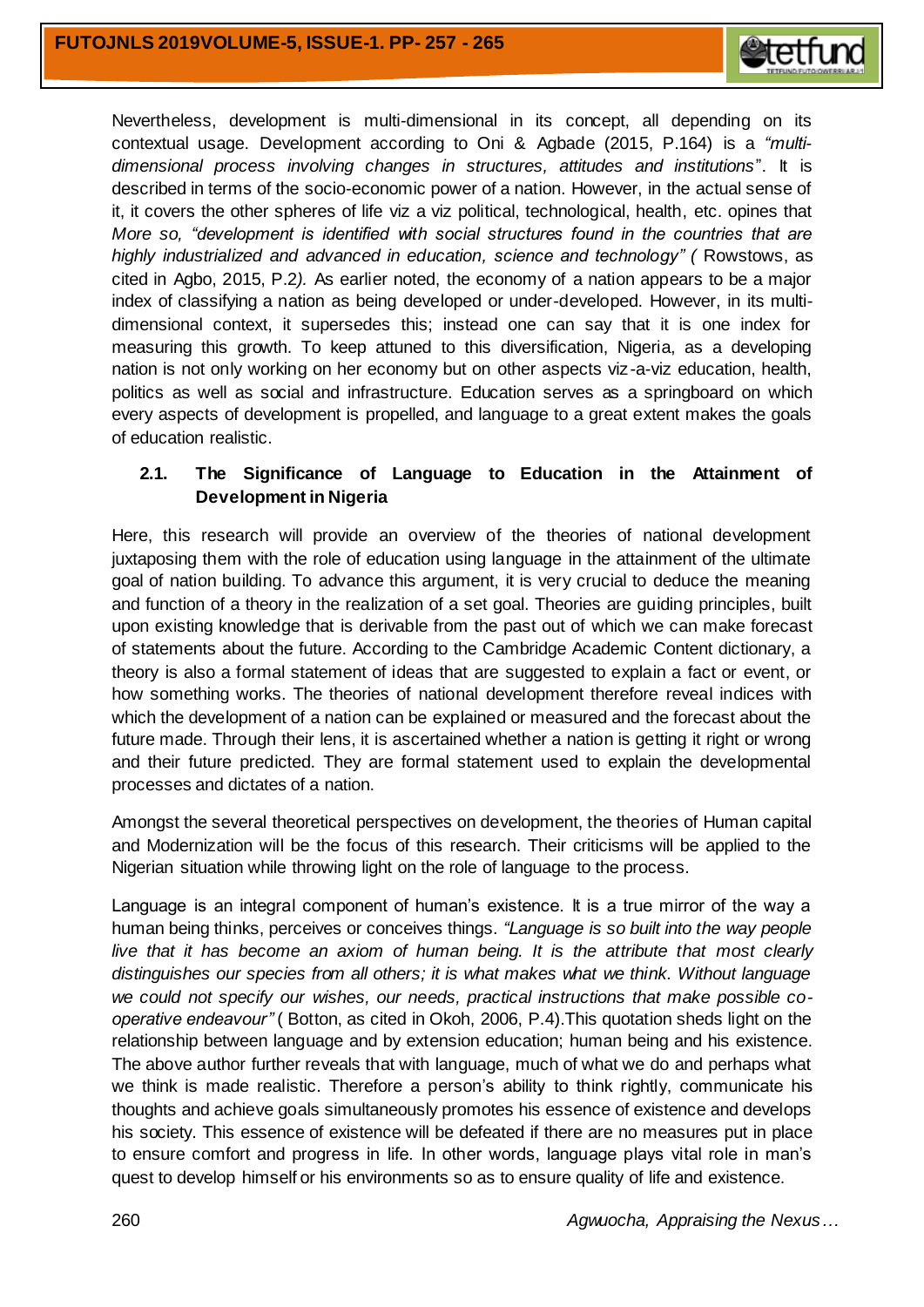Nevertheless, development is multi-dimensional in its concept, all depending on its contextual usage. Development according to Oni & Agbade (2015, P.164) is a *"multi-dimensional process involving changes in structures, attitudes and institutions"*. It is described in terms of the socio-economic power of a nation. However, in the actual sense of it, it covers the other spheres of life viz a viz political, technological, health, etc. opines that *More so, "development is identified with social structures found in the countries that are highly industrialized and advanced in education, science and technology" (* Rowstows, as cited in Agbo, 2015, P.2*).* As earlier noted, the economy of a nation appears to be a major index of classifying a nation as being developed or under-developed. However, in its multi-dimensional context, it supersedes this; instead one can say that it is one index for measuring this growth. To keep attuned to this diversification, Nigeria, as a developing nation is not only working on her economy but on other aspects viz-a-viz education, health, politics as well as social and infrastructure. Education serves as a springboard on which every aspects of development is propelled, and language to a great extent makes the goals of education realistic.

### 2.1. The Significance of Language to Education in the Attainment of Development in Nigeria

Here, this research will provide an overview of the theories of national development juxtaposing them with the role of education using language in the attainment of the ultimate goal of nation building. To advance this argument, it is very crucial to deduce the meaning and function of a theory in the realization of a set goal. Theories are guiding principles, built upon existing knowledge that is derivable from the past out of which we can make forecast of statements about the future. According to the Cambridge Academic Content dictionary, a theory is also a formal statement of ideas that are suggested to explain a fact or event, or how something works. The theories of national development therefore reveal indices with which the development of a nation can be explained or measured and the forecast about the future made. Through their lens, it is ascertained whether a nation is getting it right or wrong and their future predicted. They are formal statement used to explain the developmental processes and dictates of a nation.

Amongst the several theoretical perspectives on development, the theories of Human capital and Modernization will be the focus of this research. Their criticisms will be applied to the Nigerian situation while throwing light on the role of language to the process.

Language is an integral component of human's existence. It is a true mirror of the way a human being thinks, perceives or conceives things. *"Language is so built into the way people live that it has become an axiom of human being. It is the attribute that most clearly distinguishes our species from all others; it is what makes what we think. Without language we could not specify our wishes, our needs, practical instructions that make possible co-operative endeavour"* ( Botton, as cited in Okoh, 2006, P.4).This quotation sheds light on the relationship between language and by extension education; human being and his existence. The above author further reveals that with language, much of what we do and perhaps what we think is made realistic. Therefore a person's ability to think rightly, communicate his thoughts and achieve goals simultaneously promotes his essence of existence and develops his society. This essence of existence will be defeated if there are no measures put in place to ensure comfort and progress in life. In other words, language plays vital role in man's quest to develop himself or his environments so as to ensure quality of life and existence.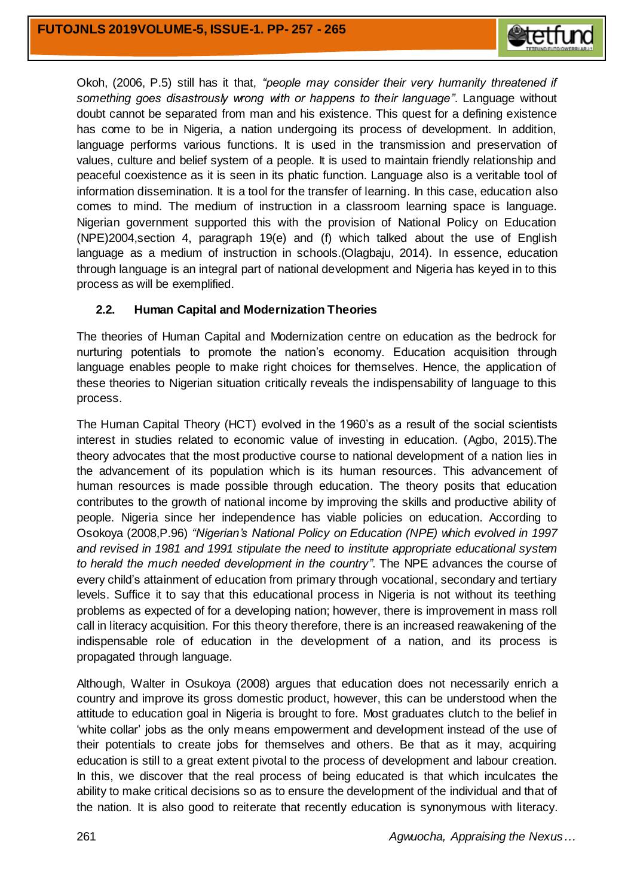Okoh, (2006, P.5) still has it that, *"people may consider their very humanity threatened if something goes disastrously wrong with or happens to their language"*. Language without doubt cannot be separated from man and his existence. This quest for a defining existence has come to be in Nigeria, a nation undergoing its process of development. In addition, language performs various functions. It is used in the transmission and preservation of values, culture and belief system of a people. It is used to maintain friendly relationship and peaceful coexistence as it is seen in its phatic function. Language also is a veritable tool of information dissemination. It is a tool for the transfer of learning. In this case, education also comes to mind. The medium of instruction in a classroom learning space is language. Nigerian government supported this with the provision of National Policy on Education (NPE)2004,section 4, paragraph 19(e) and (f) which talked about the use of English language as a medium of instruction in schools.(Olagbaju, 2014). In essence, education through language is an integral part of national development and Nigeria has keyed in to this process as will be exemplified.

### 2.2. Human Capital and Modernization Theories

The theories of Human Capital and Modernization centre on education as the bedrock for nurturing potentials to promote the nation's economy. Education acquisition through language enables people to make right choices for themselves. Hence, the application of these theories to Nigerian situation critically reveals the indispensability of language to this process.

The Human Capital Theory (HCT) evolved in the 1960's as a result of the social scientists interest in studies related to economic value of investing in education. (Agbo, 2015).The theory advocates that the most productive course to national development of a nation lies in the advancement of its population which is its human resources. This advancement of human resources is made possible through education. The theory posits that education contributes to the growth of national income by improving the skills and productive ability of people. Nigeria since her independence has viable policies on education. According to Osokoya (2008,P.96) *"Nigerian's National Policy on Education (NPE) which evolved in 1997 and revised in 1981 and 1991 stipulate the need to institute appropriate educational system to herald the much needed development in the country"*. The NPE advances the course of every child's attainment of education from primary through vocational, secondary and tertiary levels. Suffice it to say that this educational process in Nigeria is not without its teething problems as expected of for a developing nation; however, there is improvement in mass roll call in literacy acquisition. For this theory therefore, there is an increased reawakening of the indispensable role of education in the development of a nation, and its process is propagated through language.

Although, Walter in Osukoya (2008) argues that education does not necessarily enrich a country and improve its gross domestic product, however, this can be understood when the attitude to education goal in Nigeria is brought to fore. Most graduates clutch to the belief in 'white collar' jobs as the only means empowerment and development instead of the use of their potentials to create jobs for themselves and others. Be that as it may, acquiring education is still to a great extent pivotal to the process of development and labour creation. In this, we discover that the real process of being educated is that which inculcates the ability to make critical decisions so as to ensure the development of the individual and that of the nation. It is also good to reiterate that recently education is synonymous with literacy.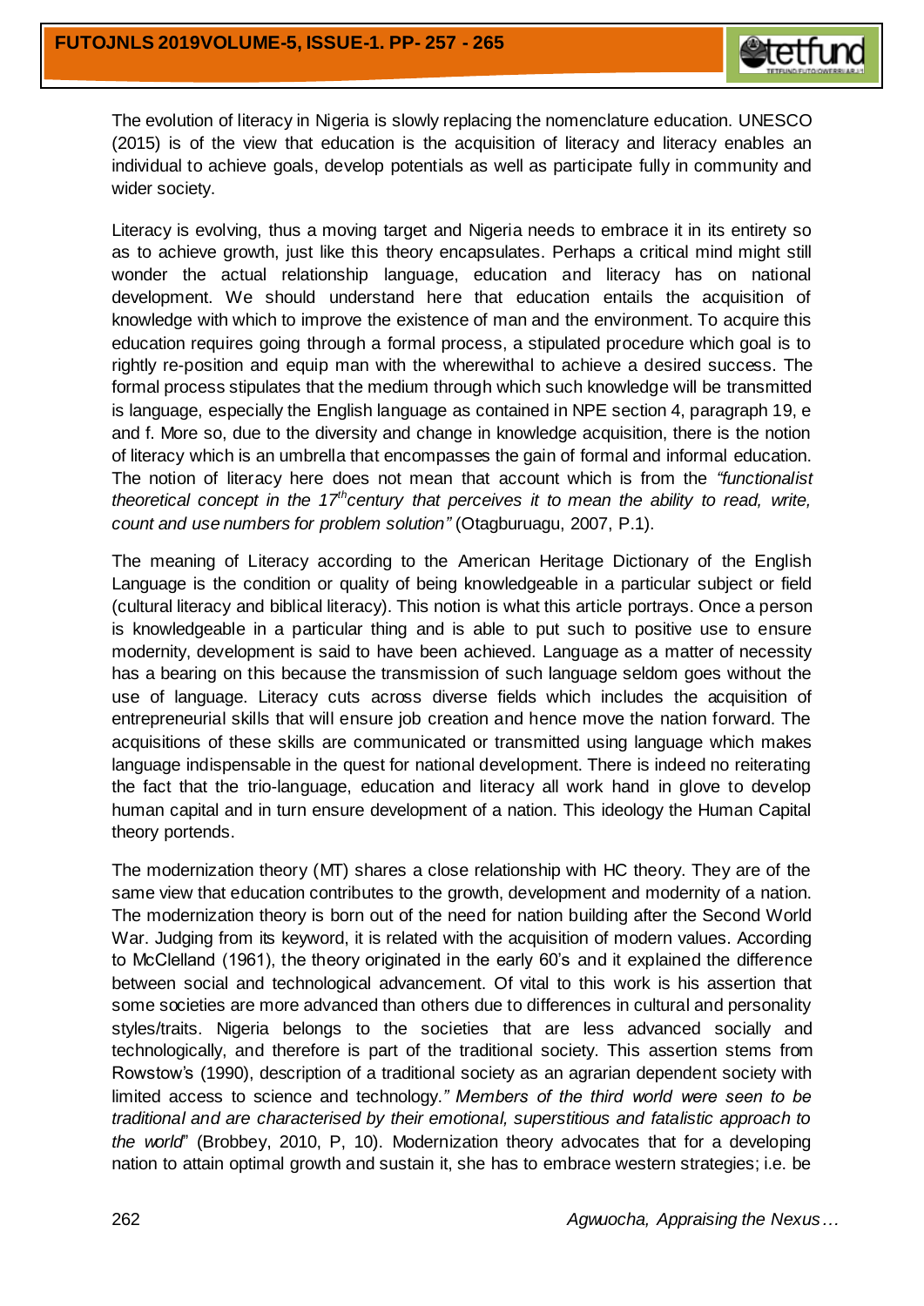The evolution of literacy in Nigeria is slowly replacing the nomenclature education. UNESCO (2015) is of the view that education is the acquisition of literacy and literacy enables an individual to achieve goals, develop potentials as well as participate fully in community and wider society.

Literacy is evolving, thus a moving target and Nigeria needs to embrace it in its entirety so as to achieve growth, just like this theory encapsulates. Perhaps a critical mind might still wonder the actual relationship language, education and literacy has on national development. We should understand here that education entails the acquisition of knowledge with which to improve the existence of man and the environment. To acquire this education requires going through a formal process, a stipulated procedure which goal is to rightly re-position and equip man with the wherewithal to achieve a desired success. The formal process stipulates that the medium through which such knowledge will be transmitted is language, especially the English language as contained in NPE section 4, paragraph 19, e and f. More so, due to the diversity and change in knowledge acquisition, there is the notion of literacy which is an umbrella that encompasses the gain of formal and informal education. The notion of literacy here does not mean that account which is from the *"functionalist theoretical concept in the 17th century that perceives it to mean the ability to read, write, count and use numbers for problem solution"* (Otagburuagu, 2007, P.1).

The meaning of Literacy according to the American Heritage Dictionary of the English Language is the condition or quality of being knowledgeable in a particular subject or field (cultural literacy and biblical literacy). This notion is what this article portrays. Once a person is knowledgeable in a particular thing and is able to put such to positive use to ensure modernity, development is said to have been achieved. Language as a matter of necessity has a bearing on this because the transmission of such language seldom goes without the use of language. Literacy cuts across diverse fields which includes the acquisition of entrepreneurial skills that will ensure job creation and hence move the nation forward. The acquisitions of these skills are communicated or transmitted using language which makes language indispensable in the quest for national development. There is indeed no reiterating the fact that the trio-language, education and literacy all work hand in glove to develop human capital and in turn ensure development of a nation. This ideology the Human Capital theory portends.

The modernization theory (MT) shares a close relationship with HC theory. They are of the same view that education contributes to the growth, development and modernity of a nation. The modernization theory is born out of the need for nation building after the Second World War. Judging from its keyword, it is related with the acquisition of modern values. According to McClelland (1961), the theory originated in the early 60's and it explained the difference between social and technological advancement. Of vital to this work is his assertion that some societies are more advanced than others due to differences in cultural and personality styles/traits. Nigeria belongs to the societies that are less advanced socially and technologically, and therefore is part of the traditional society. This assertion stems from Rowstow's (1990), description of a traditional society as an agrarian dependent society with limited access to science and technology.*" Members of the third world were seen to be traditional and are characterised by their emotional, superstitious and fatalistic approach to the world*" (Brobbey, 2010, P, 10). Modernization theory advocates that for a developing nation to attain optimal growth and sustain it, she has to embrace western strategies; i.e. be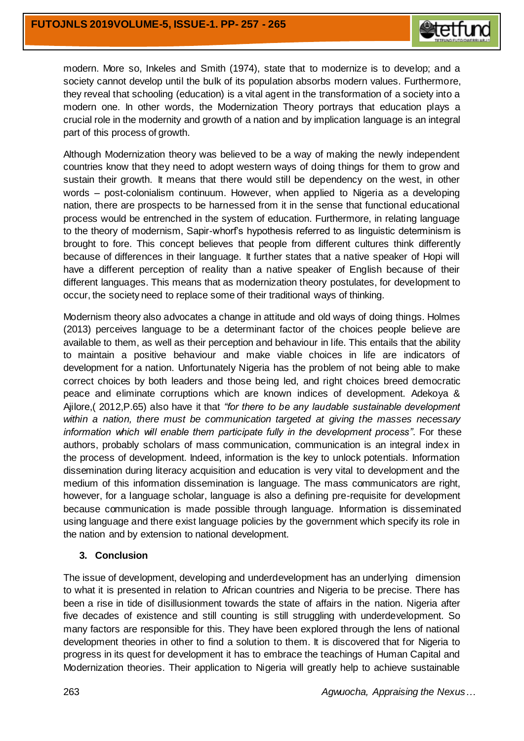modern. More so, Inkeles and Smith (1974), state that to modernize is to develop; and a society cannot develop until the bulk of its population absorbs modern values. Furthermore, they reveal that schooling (education) is a vital agent in the transformation of a society into a modern one. In other words, the Modernization Theory portrays that education plays a crucial role in the modernity and growth of a nation and by implication language is an integral part of this process of growth.

Although Modernization theory was believed to be a way of making the newly independent countries know that they need to adopt western ways of doing things for them to grow and sustain their growth. It means that there would still be dependency on the west, in other words – post-colonialism continuum. However, when applied to Nigeria as a developing nation, there are prospects to be harnessed from it in the sense that functional educational process would be entrenched in the system of education. Furthermore, in relating language to the theory of modernism, Sapir-whorf's hypothesis referred to as linguistic determinism is brought to fore. This concept believes that people from different cultures think differently because of differences in their language. It further states that a native speaker of Hopi will have a different perception of reality than a native speaker of English because of their different languages. This means that as modernization theory postulates, for development to occur, the society need to replace some of their traditional ways of thinking.

Modernism theory also advocates a change in attitude and old ways of doing things. Holmes (2013) perceives language to be a determinant factor of the choices people believe are available to them, as well as their perception and behaviour in life. This entails that the ability to maintain a positive behaviour and make viable choices in life are indicators of development for a nation. Unfortunately Nigeria has the problem of not being able to make correct choices by both leaders and those being led, and right choices breed democratic peace and eliminate corruptions which are known indices of development. Adekoya & Ajilore,( 2012,P.65) also have it that *"for there to be any laudable sustainable development within a nation, there must be communication targeted at giving the masses necessary information which will enable them participate fully in the development process"*. For these authors, probably scholars of mass communication, communication is an integral index in the process of development. Indeed, information is the key to unlock potentials. Information dissemination during literacy acquisition and education is very vital to development and the medium of this information dissemination is language. The mass communicators are right, however, for a language scholar, language is also a defining pre-requisite for development because communication is made possible through language. Information is disseminated using language and there exist language policies by the government which specify its role in the nation and by extension to national development.

### 3. Conclusion

The issue of development, developing and underdevelopment has an underlying dimension to what it is presented in relation to African countries and Nigeria to be precise. There has been a rise in tide of disillusionment towards the state of affairs in the nation. Nigeria after five decades of existence and still counting is still struggling with underdevelopment. So many factors are responsible for this. They have been explored through the lens of national development theories in other to find a solution to them. It is discovered that for Nigeria to progress in its quest for development it has to embrace the teachings of Human Capital and Modernization theories. Their application to Nigeria will greatly help to achieve sustainable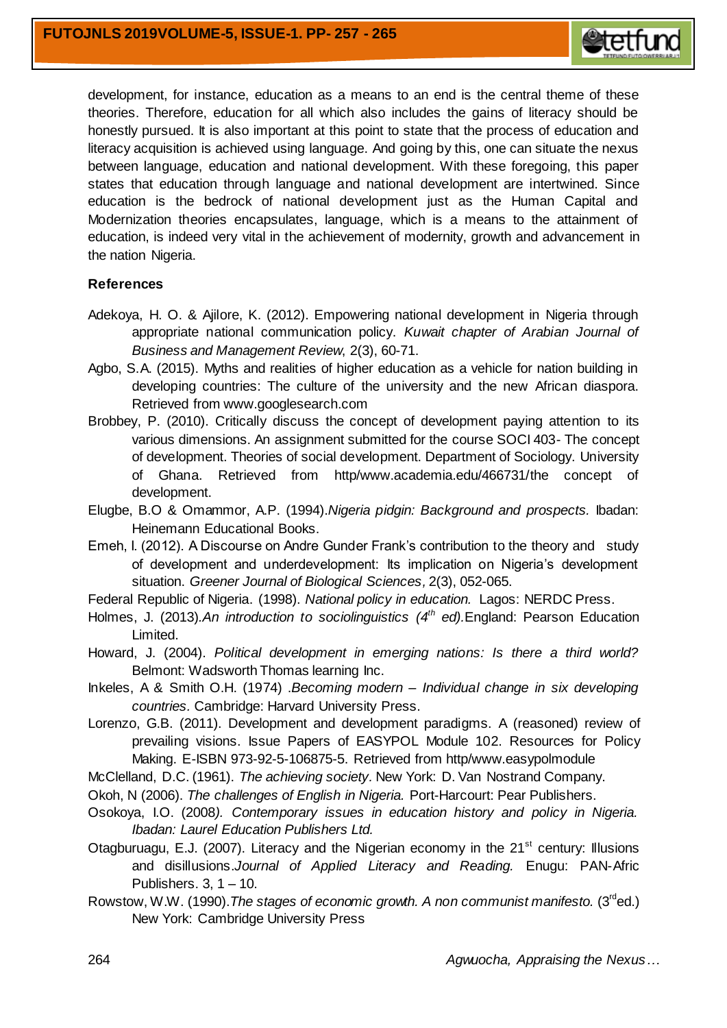development, for instance, education as a means to an end is the central theme of these theories. Therefore, education for all which also includes the gains of literacy should be honestly pursued. It is also important at this point to state that the process of education and literacy acquisition is achieved using language. And going by this, one can situate the nexus between language, education and national development. With these foregoing, this paper states that education through language and national development are intertwined. Since education is the bedrock of national development just as the Human Capital and Modernization theories encapsulates, language, which is a means to the attainment of education, is indeed very vital in the achievement of modernity, growth and advancement in the nation Nigeria.

**References**

Adekoya, H. O. & Ajilore, K. (2012). Empowering national development in Nigeria through appropriate national communication policy. *Kuwait chapter of Arabian Journal of Business and Management Review*, 2(3), 60-71.

Agbo, S.A. (2015). Myths and realities of higher education as a vehicle for nation building in developing countries: The culture of the university and the new African diaspora. Retrieved from www.googlesearch.com

Brobbey, P. (2010). Critically discuss the concept of development paying attention to its various dimensions. An assignment submitted for the course SOCI 403- The concept of development. Theories of social development. Department of Sociology. University of Ghana. Retrieved from http/www.academia.edu/466731/the concept of development.

Elugbe, B.O & Omammor, A.P. (1994).*Nigeria pidgin: Background and prospects.* Ibadan: Heinemann Educational Books.

Emeh, I. (2012). A Discourse on Andre Gunder Frank's contribution to the theory and study of development and underdevelopment: Its implication on Nigeria's development situation. *Greener Journal of Biological Sciences,* 2(3), 052-065.

Federal Republic of Nigeria. (1998). *National policy in education.* Lagos: NERDC Press.

Holmes, J. (2013).*An introduction to sociolinguistics (4th ed).*England: Pearson Education Limited.

Howard, J. (2004). *Political development in emerging nations: Is there a third world?* Belmont: Wadsworth Thomas learning Inc.

Inkeles, A & Smith O.H. (1974) .*Becoming modern – Individual change in six developing countries*. Cambridge: Harvard University Press.

Lorenzo, G.B. (2011). Development and development paradigms. A (reasoned) review of prevailing visions. Issue Papers of EASYPOL Module 102. Resources for Policy Making. E-ISBN 973-92-5-106875-5. Retrieved from http/www.easypolmodule

McClelland, D.C. (1961). *The achieving society*. New York: D. Van Nostrand Company.

Okoh, N (2006). *The challenges of English in Nigeria.* Port-Harcourt: Pear Publishers.

Osokoya, I.O. (2008*). Contemporary issues in education history and policy in Nigeria. Ibadan: Laurel Education Publishers Ltd.*

Otagburuagu, E.J. (2007). Literacy and the Nigerian economy in the 21st century: Illusions and disillusions.*Journal of Applied Literacy and Reading.* Enugu: PAN-Afric Publishers. 3, 1 – 10.

Rowstow, W.W. (1990).*The stages of economic growth. A non communist manifesto.* (3rd ed.) New York: Cambridge University Press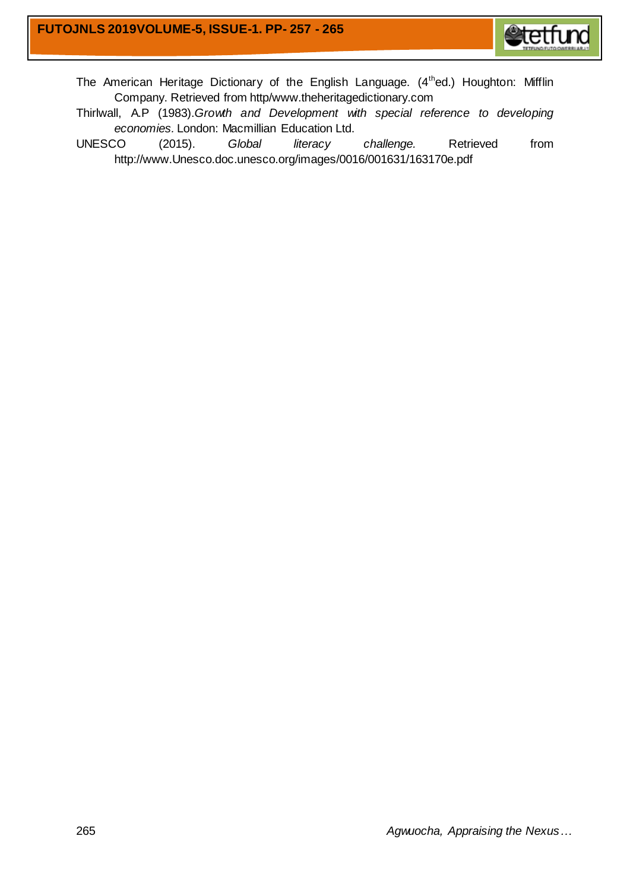The American Heritage Dictionary of the English Language. (4th ed.) Houghton: Mifflin Company. Retrieved from http/www.theheritagedictionary.com

Thirlwall, A.P (1983).*Growth and Development with special reference to developing economies*. London: Macmillian Education Ltd.

UNESCO (2015). *Global literacy challenge.* Retrieved from http://www.Unesco.doc.unesco.org/images/0016/001631/163170e.pdf